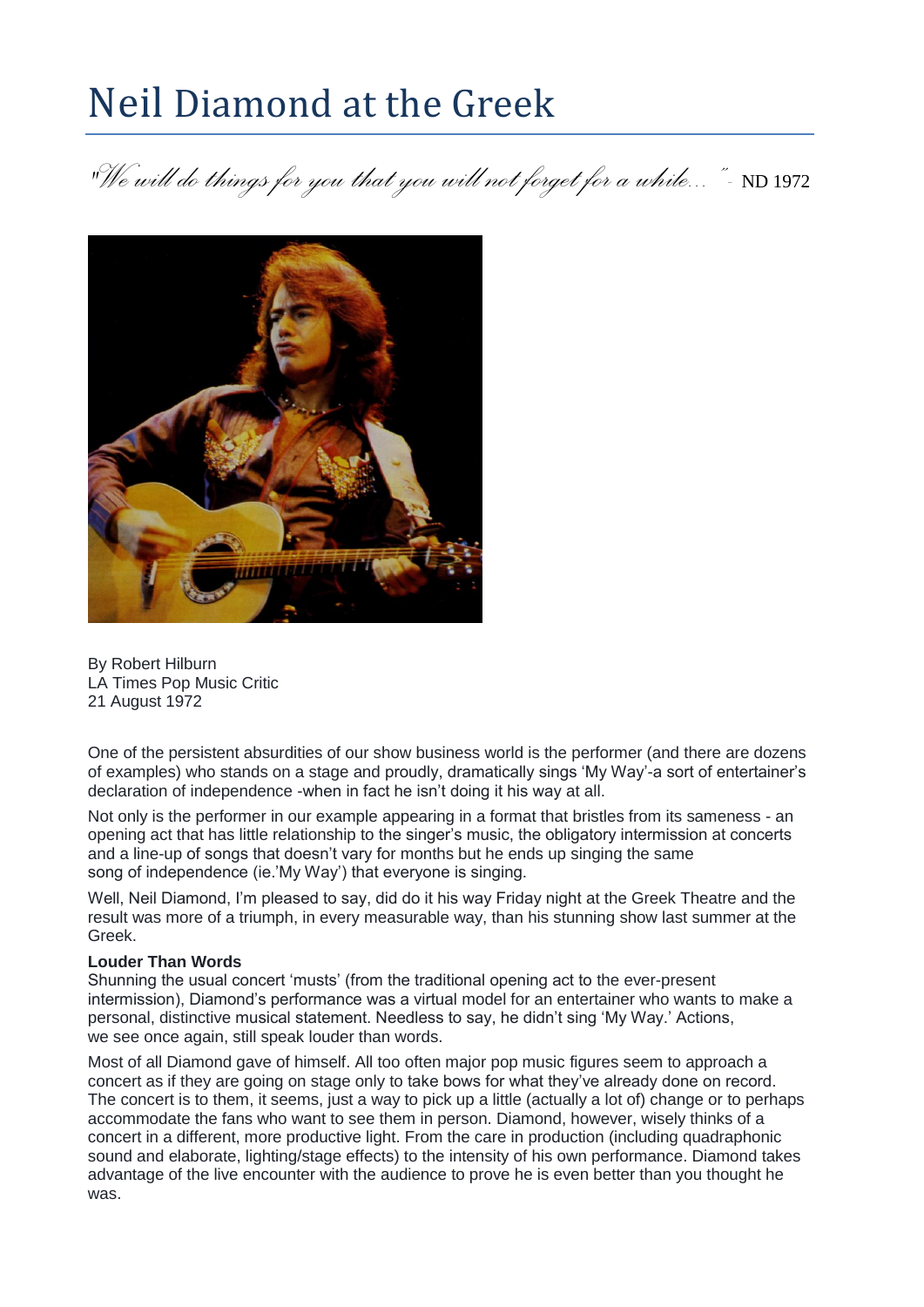# Neil Diamond at the Greek

*"We will do things for you that you will not forget for a while…"* - ND 1972

By Robert Hilburn
LA Times Pop Music Critic
21 August 1972

One of the persistent absurdities of our show business world is the performer (and there are dozens of examples) who stands on a stage and proudly, dramatically sings 'My Way'-a sort of entertainer's declaration of independence -when in fact he isn't doing it his way at all.

Not only is the performer in our example appearing in a format that bristles from its sameness - an opening act that has little relationship to the singer's music, the obligatory intermission at concerts and a line-up of songs that doesn't vary for months but he ends up singing the same song of independence (ie.'My Way') that everyone is singing.

Well, Neil Diamond, I'm pleased to say, did do it his way Friday night at the Greek Theatre and the result was more of a triumph, in every measurable way, than his stunning show last summer at the Greek.

**Louder Than Words**

Shunning the usual concert 'musts' (from the traditional opening act to the ever-present intermission), Diamond's performance was a virtual model for an entertainer who wants to make a personal, distinctive musical statement. Needless to say, he didn't sing 'My Way.' Actions, we see once again, still speak louder than words.

Most of all Diamond gave of himself. All too often major pop music figures seem to approach a concert as if they are going on stage only to take bows for what they've already done on record. The concert is to them, it seems, just a way to pick up a little (actually a lot of) change or to perhaps accommodate the fans who want to see them in person. Diamond, however, wisely thinks of a concert in a different, more productive light. From the care in production (including quadraphonic sound and elaborate, lighting/stage effects) to the intensity of his own performance. Diamond takes advantage of the live encounter with the audience to prove he is even better than you thought he was.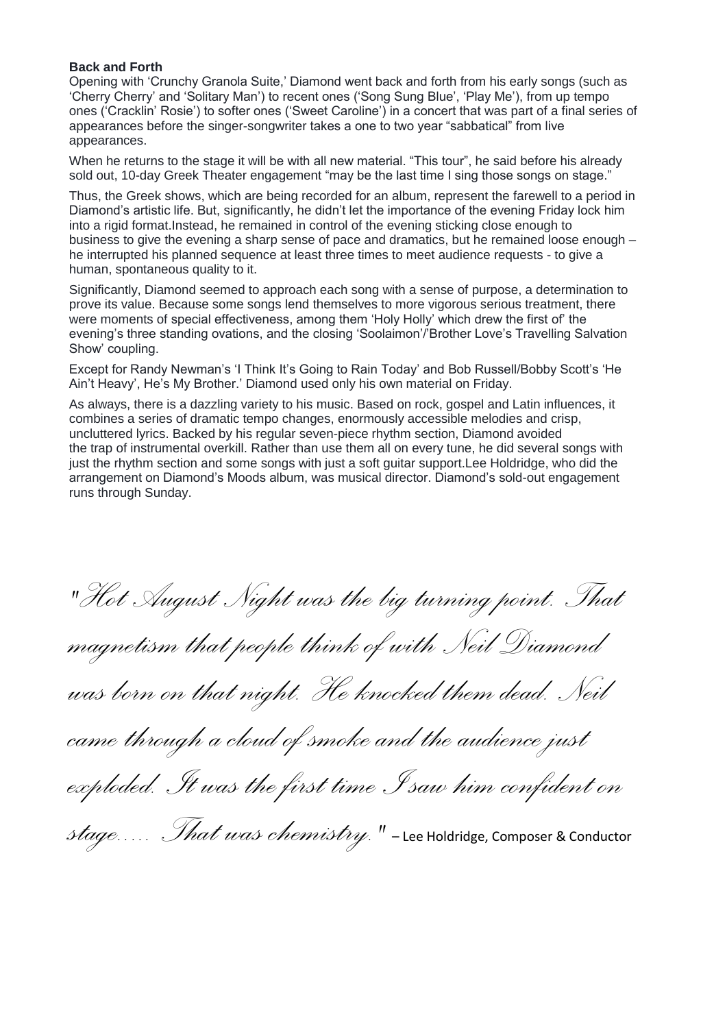**Back and Forth**

Opening with 'Crunchy Granola Suite,' Diamond went back and forth from his early songs (such as 'Cherry Cherry' and 'Solitary Man') to recent ones ('Song Sung Blue', 'Play Me'), from up tempo ones ('Cracklin' Rosie') to softer ones ('Sweet Caroline') in a concert that was part of a final series of appearances before the singer-songwriter takes a one to two year "sabbatical" from live appearances.

When he returns to the stage it will be with all new material. "This tour", he said before his already sold out, 10-day Greek Theater engagement "may be the last time I sing those songs on stage."

Thus, the Greek shows, which are being recorded for an album, represent the farewell to a period in Diamond's artistic life. But, significantly, he didn't let the importance of the evening Friday lock him into a rigid format.Instead, he remained in control of the evening sticking close enough to business to give the evening a sharp sense of pace and dramatics, but he remained loose enough – he interrupted his planned sequence at least three times to meet audience requests - to give a human, spontaneous quality to it.

Significantly, Diamond seemed to approach each song with a sense of purpose, a determination to prove its value. Because some songs lend themselves to more vigorous serious treatment, there were moments of special effectiveness, among them 'Holy Holly' which drew the first of' the evening's three standing ovations, and the closing 'Soolaimon'/'Brother Love's Travelling Salvation Show' coupling.

Except for Randy Newman's 'I Think It's Going to Rain Today' and Bob Russell/Bobby Scott's 'He Ain't Heavy', He's My Brother.' Diamond used only his own material on Friday.

As always, there is a dazzling variety to his music. Based on rock, gospel and Latin influences, it combines a series of dramatic tempo changes, enormously accessible melodies and crisp, uncluttered lyrics. Backed by his regular seven-piece rhythm section, Diamond avoided the trap of instrumental overkill. Rather than use them all on every tune, he did several songs with just the rhythm section and some songs with just a soft guitar support.Lee Holdridge, who did the arrangement on Diamond's Moods album, was musical director. Diamond's sold-out engagement runs through Sunday.

*"Hot August Night was the big turning point. That magnetism that people think of with Neil Diamond was born on that night. He knocked them dead. Neil came through a cloud of smoke and the audience just exploded. It was the first time I saw him confident on stage….. That was chemistry."* – Lee Holdridge, Composer & Conductor